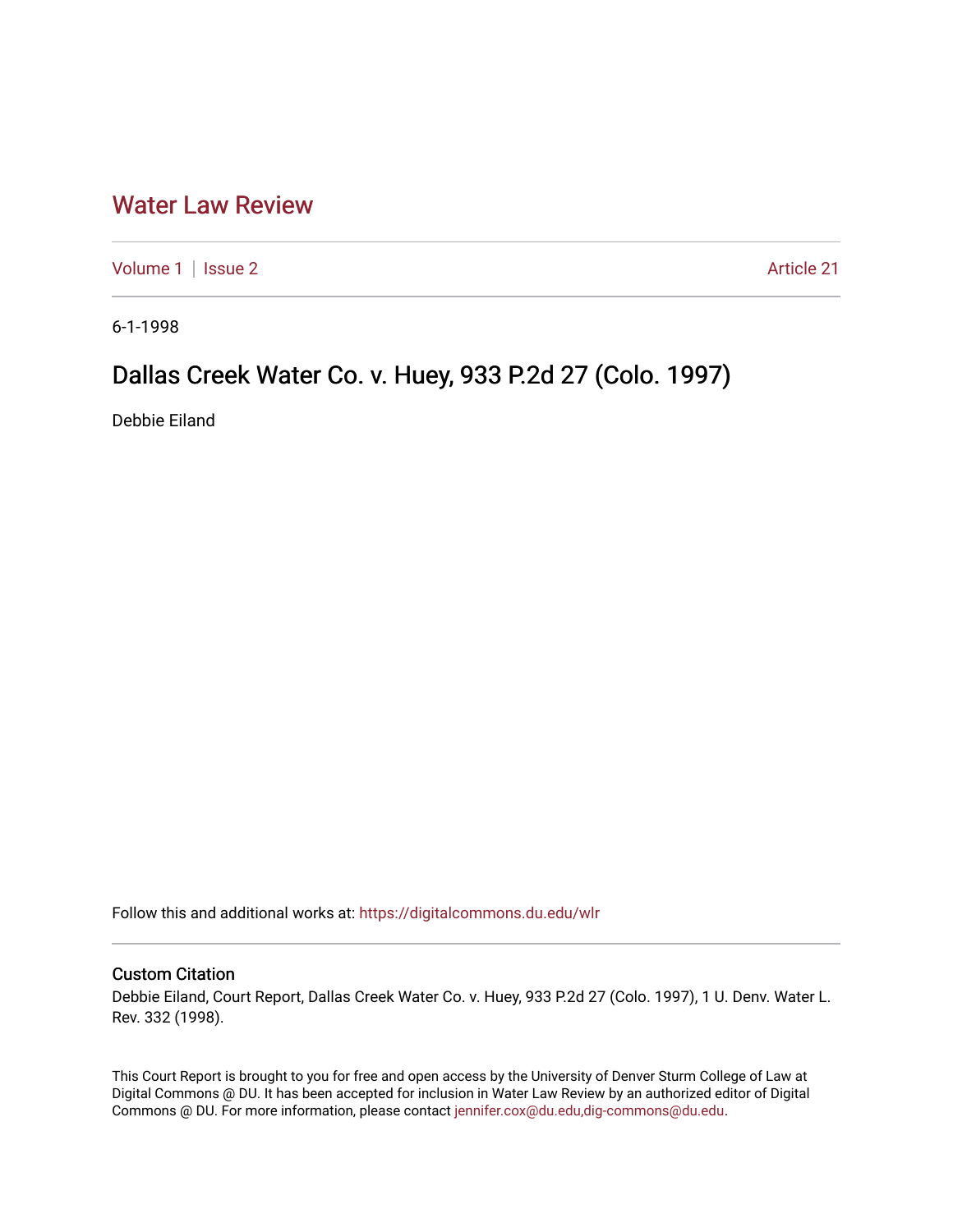# Water Law Review

Volume 1 | Issue 2 Article 21

6-1-1998

## Dallas Creek Water Co. v. Huey, 933 P.2d 27 (Colo. 1997)

Debbie Eiland

Follow this and additional works at: https://digitalcommons.du.edu/wlr

### Custom Citation

Debbie Eiland, Court Report, Dallas Creek Water Co. v. Huey, 933 P.2d 27 (Colo. 1997), 1 U. Denv. Water L. Rev. 332 (1998).

This Court Report is brought to you for free and open access by the University of Denver Sturm College of Law at Digital Commons @ DU. It has been accepted for inclusion in Water Law Review by an authorized editor of Digital Commons @ DU. For more information, please contact jennifer.cox@du.edu,dig-commons@du.edu.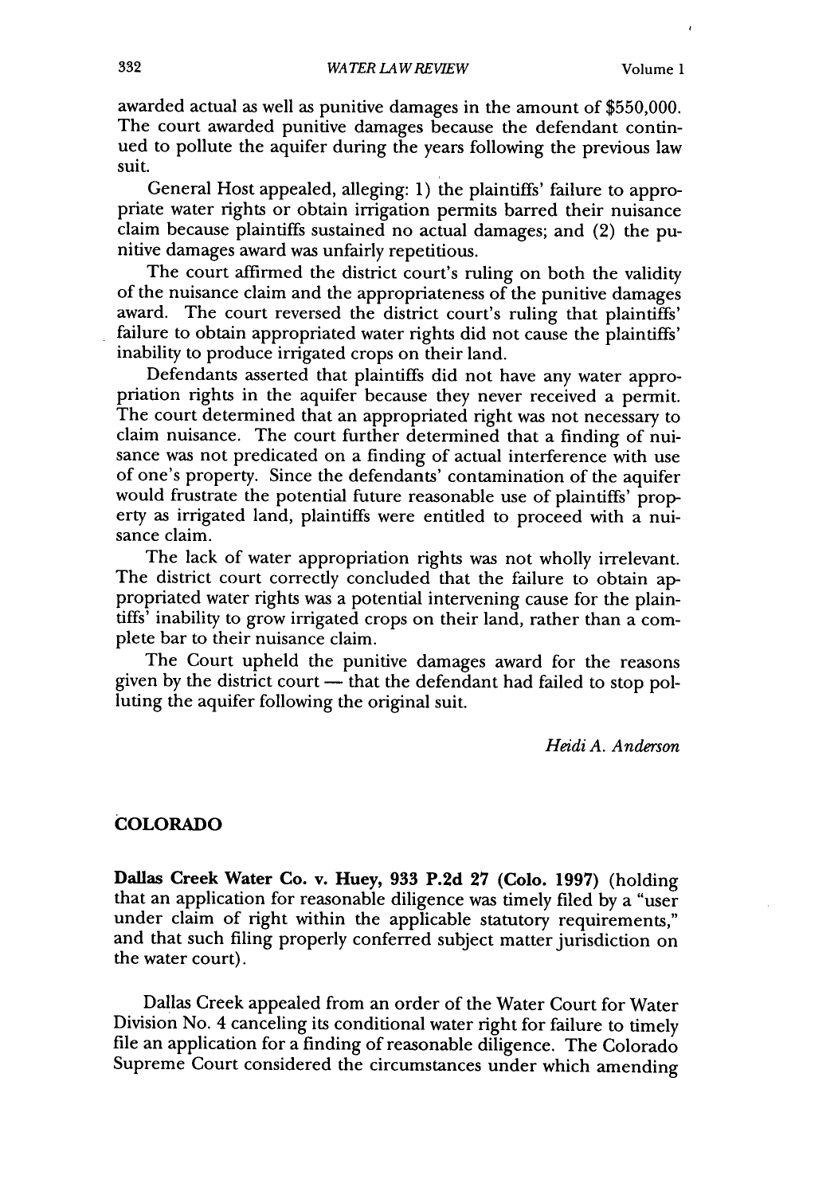awarded actual as well as punitive damages in the amount of $550,000. The court awarded punitive damages because the defendant continued to pollute the aquifer during the years following the previous law suit.

General Host appealed, alleging: 1) the plaintiffs' failure to appropriate water rights or obtain irrigation permits barred their nuisance claim because plaintiffs sustained no actual damages; and (2) the punitive damages award was unfairly repetitious.

The court affirmed the district court's ruling on both the validity of the nuisance claim and the appropriateness of the punitive damages award. The court reversed the district court's ruling that plaintiffs' failure to obtain appropriated water rights did not cause the plaintiffs' inability to produce irrigated crops on their land.

Defendants asserted that plaintiffs did not have any water appropriation rights in the aquifer because they never received a permit. The court determined that an appropriated right was not necessary to claim nuisance. The court further determined that a finding of nuisance was not predicated on a finding of actual interference with use of one's property. Since the defendants' contamination of the aquifer would frustrate the potential future reasonable use of plaintiffs' property as irrigated land, plaintiffs were entitled to proceed with a nuisance claim.

The lack of water appropriation rights was not wholly irrelevant. The district court correctly concluded that the failure to obtain appropriated water rights was a potential intervening cause for the plaintiffs' inability to grow irrigated crops on their land, rather than a complete bar to their nuisance claim.

The Court upheld the punitive damages award for the reasons given by the district court — that the defendant had failed to stop polluting the aquifer following the original suit.

*Heidi A. Anderson*

## COLORADO

**Dallas Creek Water Co. v. Huey, 933 P.2d 27 (Colo. 1997)** (holding that an application for reasonable diligence was timely filed by a "user under claim of right within the applicable statutory requirements," and that such filing properly conferred subject matter jurisdiction on the water court).

Dallas Creek appealed from an order of the Water Court for Water Division No. 4 canceling its conditional water right for failure to timely file an application for a finding of reasonable diligence. The Colorado Supreme Court considered the circumstances under which amending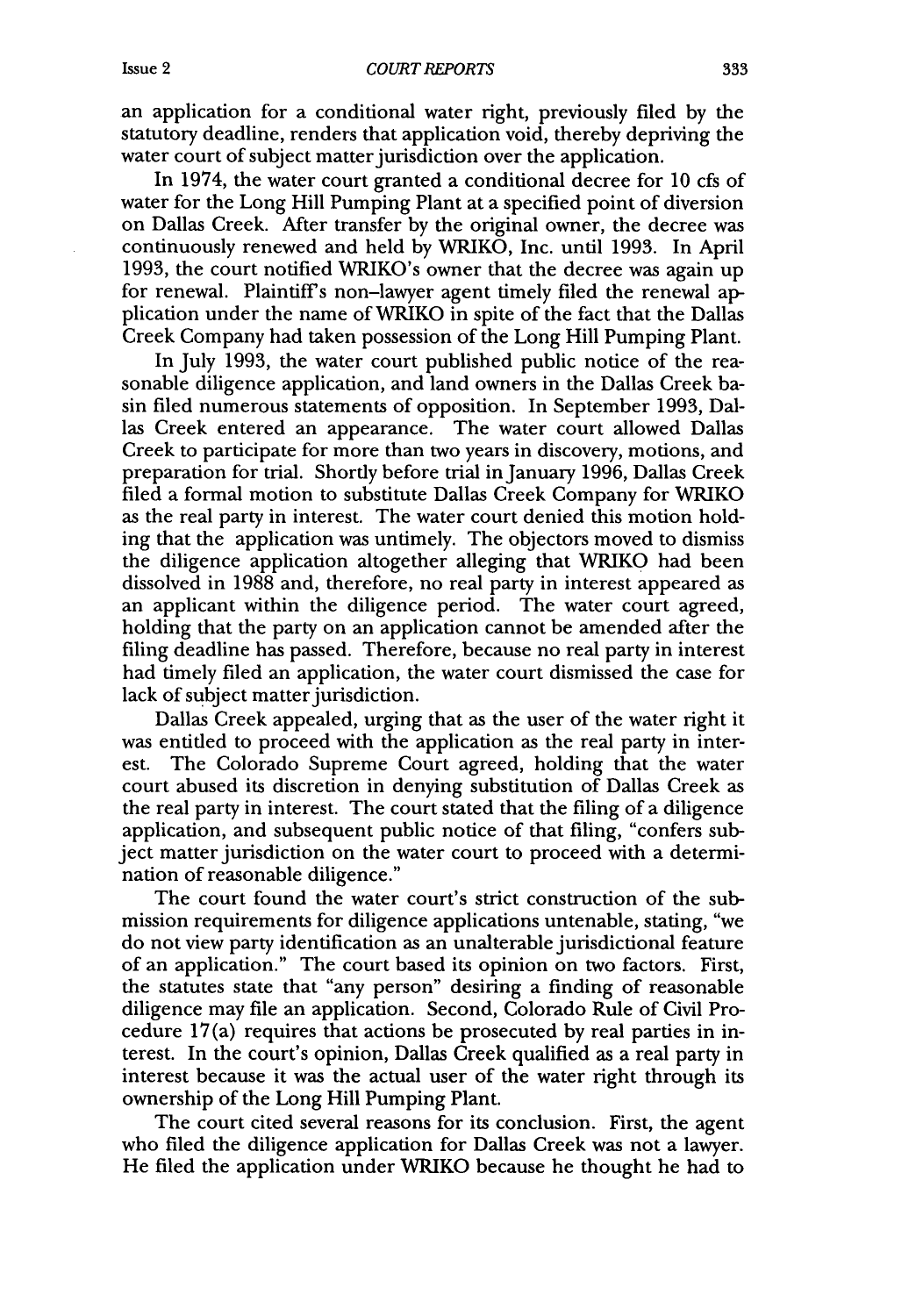an application for a conditional water right, previously filed by the statutory deadline, renders that application void, thereby depriving the water court of subject matter jurisdiction over the application.

In 1974, the water court granted a conditional decree for 10 cfs of water for the Long Hill Pumping Plant at a specified point of diversion on Dallas Creek. After transfer by the original owner, the decree was continuously renewed and held by WRIKO, Inc. until 1993. In April 1993, the court notified WRIKO's owner that the decree was again up for renewal. Plaintiff's non-lawyer agent timely filed the renewal application under the name of WRIKO in spite of the fact that the Dallas Creek Company had taken possession of the Long Hill Pumping Plant.

In July 1993, the water court published public notice of the reasonable diligence application, and land owners in the Dallas Creek basin filed numerous statements of opposition. In September 1993, Dallas Creek entered an appearance. The water court allowed Dallas Creek to participate for more than two years in discovery, motions, and preparation for trial. Shortly before trial in January 1996, Dallas Creek filed a formal motion to substitute Dallas Creek Company for WRIKO as the real party in interest. The water court denied this motion holding that the application was untimely. The objectors moved to dismiss the diligence application altogether alleging that WRIKO had been dissolved in 1988 and, therefore, no real party in interest appeared as an applicant within the diligence period. The water court agreed, holding that the party on an application cannot be amended after the filing deadline has passed. Therefore, because no real party in interest had timely filed an application, the water court dismissed the case for lack of subject matter jurisdiction.

Dallas Creek appealed, urging that as the user of the water right it was entitled to proceed with the application as the real party in interest. The Colorado Supreme Court agreed, holding that the water court abused its discretion in denying substitution of Dallas Creek as the real party in interest. The court stated that the filing of a diligence application, and subsequent public notice of that filing, "confers subject matter jurisdiction on the water court to proceed with a determination of reasonable diligence."

The court found the water court's strict construction of the submission requirements for diligence applications untenable, stating, "we do not view party identification as an unalterable jurisdictional feature of an application." The court based its opinion on two factors. First, the statutes state that "any person" desiring a finding of reasonable diligence may file an application. Second, Colorado Rule of Civil Procedure 17(a) requires that actions be prosecuted by real parties in interest. In the court's opinion, Dallas Creek qualified as a real party in interest because it was the actual user of the water right through its ownership of the Long Hill Pumping Plant.

The court cited several reasons for its conclusion. First, the agent who filed the diligence application for Dallas Creek was not a lawyer. He filed the application under WRIKO because he thought he had to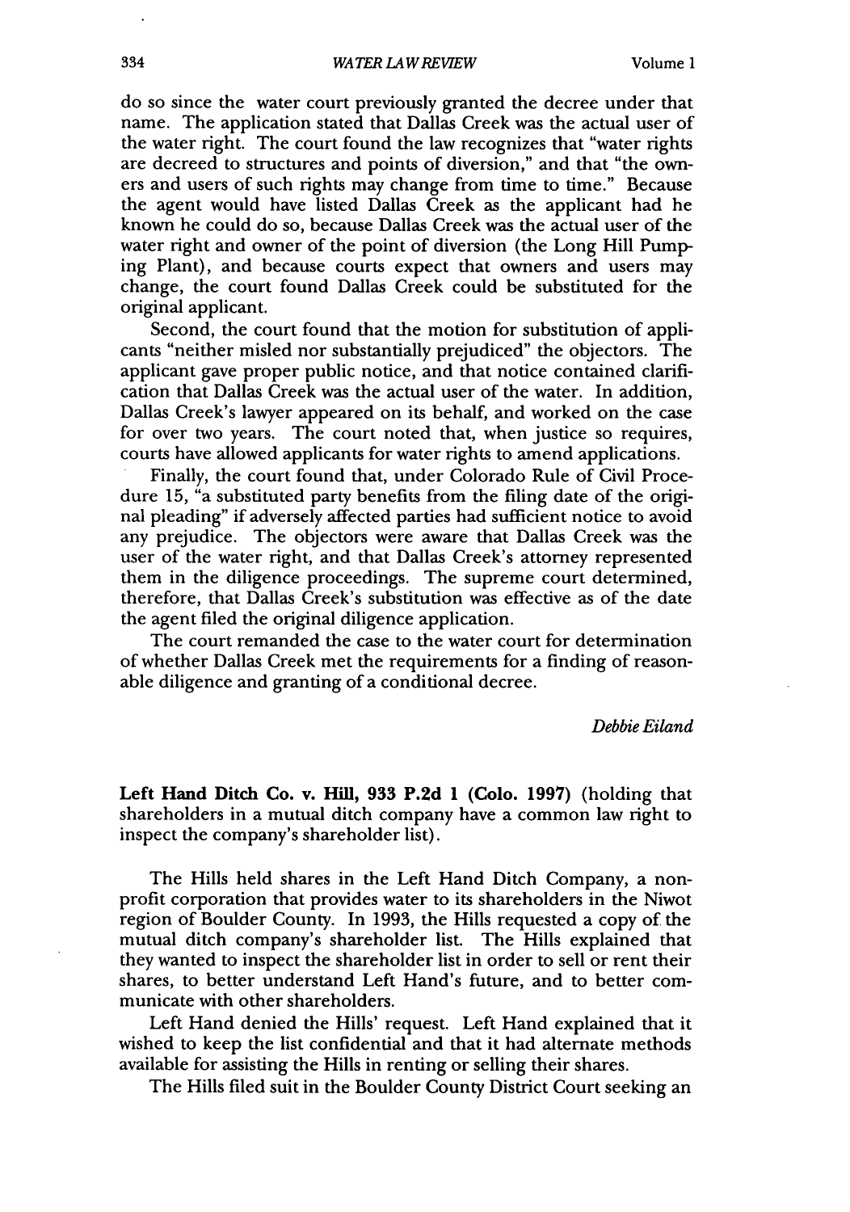do so since the water court previously granted the decree under that name. The application stated that Dallas Creek was the actual user of the water right. The court found the law recognizes that "water rights are decreed to structures and points of diversion," and that "the owners and users of such rights may change from time to time." Because the agent would have listed Dallas Creek as the applicant had he known he could do so, because Dallas Creek was the actual user of the water right and owner of the point of diversion (the Long Hill Pumping Plant), and because courts expect that owners and users may change, the court found Dallas Creek could be substituted for the original applicant.

Second, the court found that the motion for substitution of applicants "neither misled nor substantially prejudiced" the objectors. The applicant gave proper public notice, and that notice contained clarification that Dallas Creek was the actual user of the water. In addition, Dallas Creek's lawyer appeared on its behalf, and worked on the case for over two years. The court noted that, when justice so requires, courts have allowed applicants for water rights to amend applications.

Finally, the court found that, under Colorado Rule of Civil Procedure 15, "a substituted party benefits from the filing date of the original pleading" if adversely affected parties had sufficient notice to avoid any prejudice. The objectors were aware that Dallas Creek was the user of the water right, and that Dallas Creek's attorney represented them in the diligence proceedings. The supreme court determined, therefore, that Dallas Creek's substitution was effective as of the date the agent filed the original diligence application.

The court remanded the case to the water court for determination of whether Dallas Creek met the requirements for a finding of reasonable diligence and granting of a conditional decree.

*Debbie Eiland*

**Left Hand Ditch Co. v. Hill, 933 P.2d 1 (Colo. 1997)** (holding that shareholders in a mutual ditch company have a common law right to inspect the company's shareholder list).

The Hills held shares in the Left Hand Ditch Company, a nonprofit corporation that provides water to its shareholders in the Niwot region of Boulder County. In 1993, the Hills requested a copy of the mutual ditch company's shareholder list. The Hills explained that they wanted to inspect the shareholder list in order to sell or rent their shares, to better understand Left Hand's future, and to better communicate with other shareholders.

Left Hand denied the Hills' request. Left Hand explained that it wished to keep the list confidential and that it had alternate methods available for assisting the Hills in renting or selling their shares.

The Hills filed suit in the Boulder County District Court seeking an